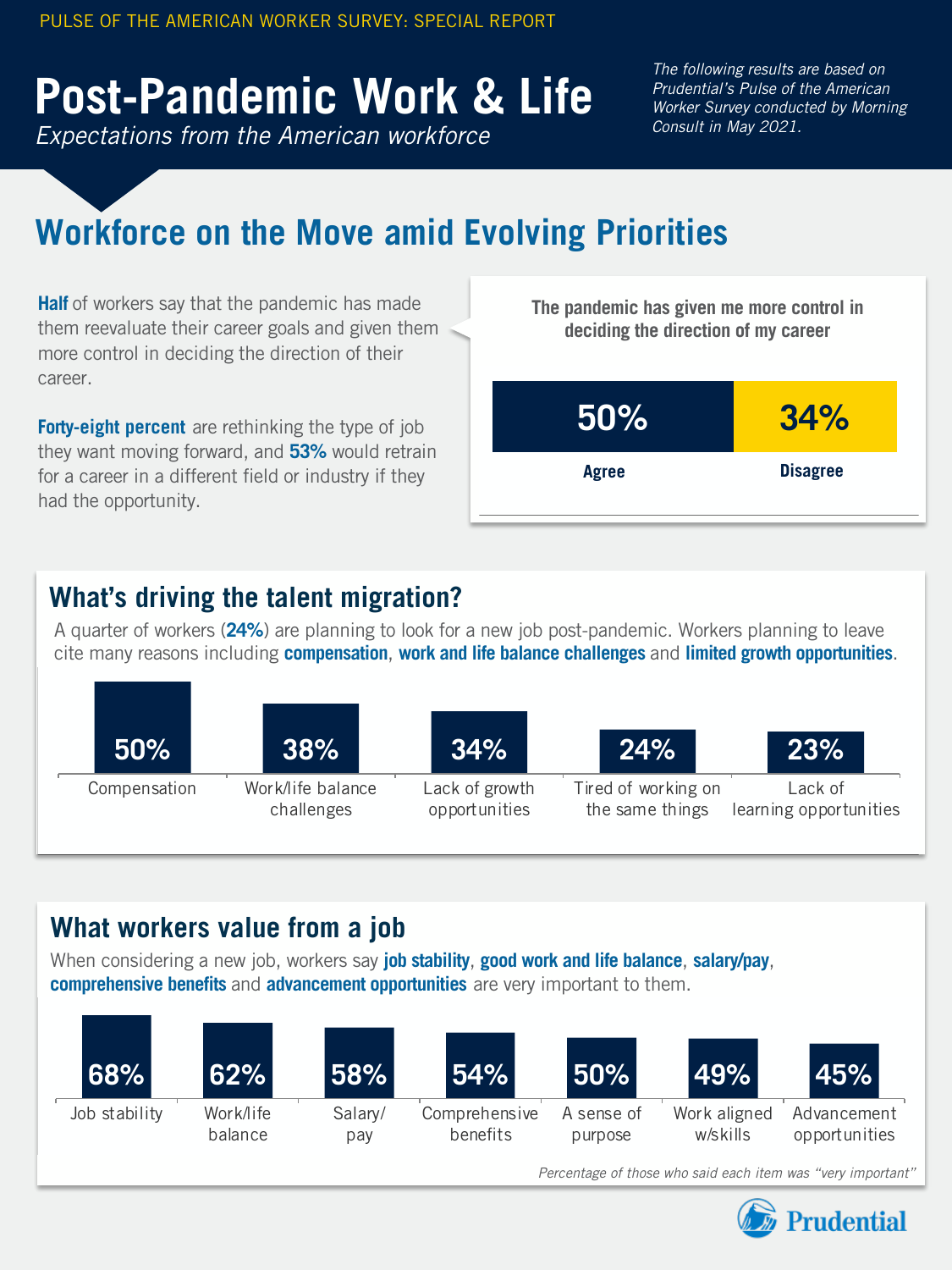PULSE OF THE AMERICAN WORKER SURVEY: SPECIAL REPORT

# Post-Pandemic Work & Life

*Expectations from the American workforce*

*The following results are based on Prudential's Pulse of the American Worker Survey conducted by Morning Consult in May 2021.*

## Workforce on the Move amid Evolving Priorities

**Half** of workers say that the pandemic has made them reevaluate their career goals and given them more control in deciding the direction of their career.

**Forty-eight percent** are rethinking the type of job they want moving forward, and **53%** would retrain for a career in a different field or industry if they had the opportunity.

**The pandemic has given me more control in deciding the direction of my career**

| Agree | Disagree |
|---|---|
| 50% | 34% |

### What's driving the talent migration?

A quarter of workers (**24%**) are planning to look for a new job post-pandemic. Workers planning to leave cite many reasons including **compensation**, **work and life balance challenges** and **limited growth opportunities**.

| Compensation | Work/life balance challenges | Lack of growth opportunities | Tired of working on the same things | Lack of learning opportunities |
|---|---|---|---|---|
| 50% | 38% | 34% | 24% | 23% |

### What workers value from a job

When considering a new job, workers say **job stability**, **good work and life balance**, **salary/pay**, **comprehensive benefits** and **advancement opportunities** are very important to them.

| Job stability | Work/life balance | Salary/pay | Comprehensive benefits | A sense of purpose | Work aligned w/skills | Advancement opportunities |
|---|---|---|---|---|---|---|
| 68% | 62% | 58% | 54% | 50% | 49% | 45% |

*Percentage of those who said each item was "very important"*

Prudential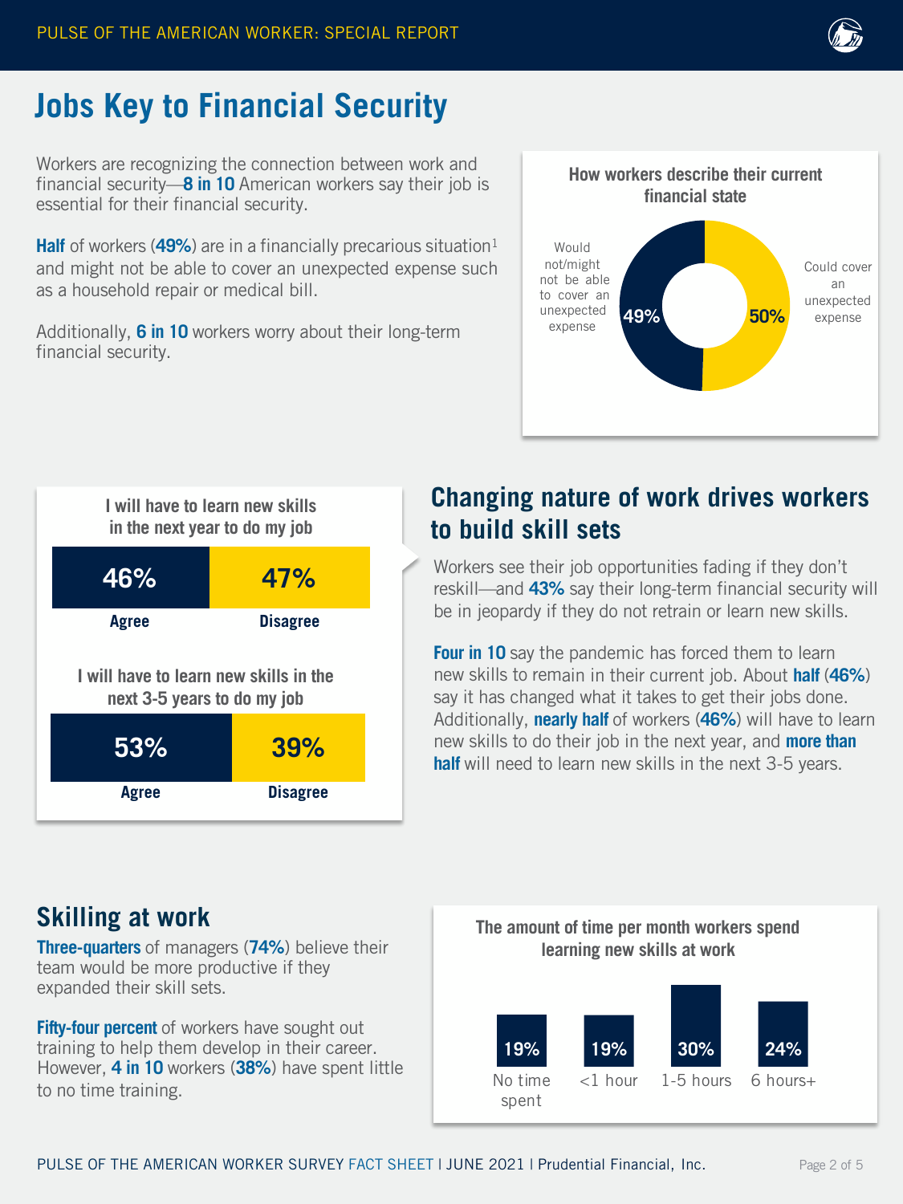# Jobs Key to Financial Security

Workers are recognizing the connection between work and financial security—**8 in 10** American workers say their job is essential for their financial security.

**Half** of workers (**49%**) are in a financially precarious situation[1] and might not be able to cover an unexpected expense such as a household repair or medical bill.

Additionally, **6 in 10** workers worry about their long-term financial security.

**How workers describe their current financial state**

| Financial state | Percent |
|---|---|
| Would not/might not be able to cover an unexpected expense | 49% |
| Could cover an unexpected expense | 50% |

## Changing nature of work drives workers to build skill sets

Workers see their job opportunities fading if they don't reskill—and **43%** say their long-term financial security will be in jeopardy if they do not retrain or learn new skills.

**Four in 10** say the pandemic has forced them to learn new skills to remain in their current job. About **half** (**46%**) say it has changed what it takes to get their jobs done. Additionally, **nearly half** of workers (**46%**) will have to learn new skills to do their job in the next year, and **more than half** will need to learn new skills in the next 3-5 years.

| Statement | Agree | Disagree |
|---|---|---|
| I will have to learn new skills in the next year to do my job | 46% | 47% |
| I will have to learn new skills in the next 3-5 years to do my job | 53% | 39% |

## Skilling at work

**Three-quarters** of managers (**74%**) believe their team would be more productive if they expanded their skill sets.

**Fifty-four percent** of workers have sought out training to help them develop in their career. However, **4 in 10** workers (**38%**) have spent little to no time training.

**The amount of time per month workers spend learning new skills at work**

| No time spent | <1 hour | 1-5 hours | 6 hours+ |
|---|---|---|---|
| 19% | 19% | 30% | 24% |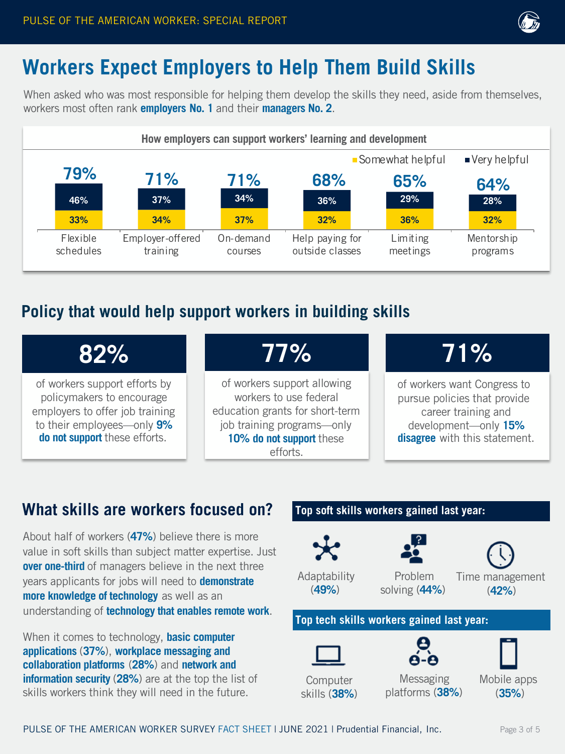# Workers Expect Employers to Help Them Build Skills

When asked who was most responsible for helping them develop the skills they need, aside from themselves, workers most often rank **employers No. 1** and their **managers No. 2**.

**How employers can support workers' learning and development**

| | Total | Very helpful | Somewhat helpful |
|---|---|---|---|
| Flexible schedules | 79% | 46% | 33% |
| Employer-offered training | 71% | 37% | 34% |
| On-demand courses | 71% | 34% | 37% |
| Help paying for outside classes | 68% | 36% | 32% |
| Limiting meetings | 65% | 29% | 36% |
| Mentorship programs | 64% | 28% | 32% |

## Policy that would help support workers in building skills

**82%** of workers support efforts by policymakers to encourage employers to offer job training to their employees—only **9% do not support** these efforts.

**77%** of workers support allowing workers to use federal education grants for short-term job training programs—only **10% do not support** these efforts.

**71%** of workers want Congress to pursue policies that provide career training and development—only **15% disagree** with this statement.

## What skills are workers focused on?

About half of workers (**47%**) believe there is more value in soft skills than subject matter expertise. Just **over one-third** of managers believe in the next three years applicants for jobs will need to **demonstrate more knowledge of technology** as well as an understanding of **technology that enables remote work**.

When it comes to technology, **basic computer applications** (**37%**), **workplace messaging and collaboration platforms** (**28%**) and **network and information security** (**28%**) are at the top the list of skills workers think they will need in the future.

### Top soft skills workers gained last year:

- Adaptability (**49%**)
- Problem solving (**44%**)
- Time management (**42%**)

### Top tech skills workers gained last year:

- Computer skills (**38%**)
- Messaging platforms (**38%**)
- Mobile apps (**35%**)

PULSE OF THE AMERICAN WORKER SURVEY FACT SHEET | JUNE 2021 | Prudential Financial, Inc.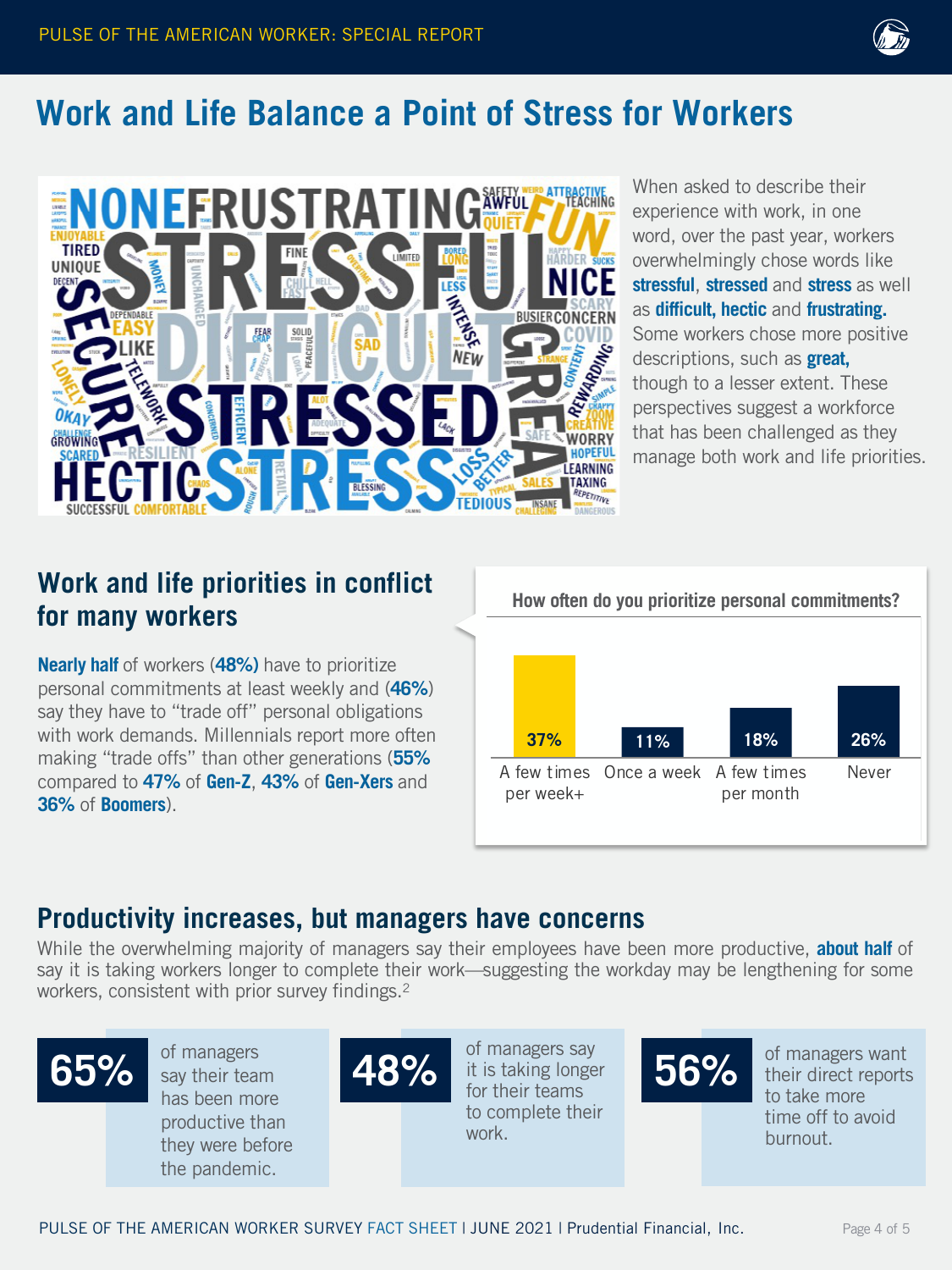# Work and Life Balance a Point of Stress for Workers

When asked to describe their experience with work, in one word, over the past year, workers overwhelmingly chose words like **stressful**, **stressed** and **stress** as well as **difficult, hectic** and **frustrating.** Some workers chose more positive descriptions, such as **great,** though to a lesser extent. These perspectives suggest a workforce that has been challenged as they manage both work and life priorities.

## Work and life priorities in conflict for many workers

**Nearly half** of workers (**48%)** have to prioritize personal commitments at least weekly and (**46%**) say they have to "trade off" personal obligations with work demands. Millennials report more often making "trade offs" than other generations (**55%** compared to **47%** of **Gen-Z**, **43%** of **Gen-Xers** and **36%** of **Boomers**).

**How often do you prioritize personal commitments?**

| A few times per week+ | Once a week | A few times per month | Never |
|---|---|---|---|
| 37% | 11% | 18% | 26% |

## Productivity increases, but managers have concerns

While the overwhelming majority of managers say their employees have been more productive, **about half** of say it is taking workers longer to complete their work—suggesting the workday may be lengthening for some workers, consistent with prior survey findings.[2]

**65%** of managers say their team has been more productive than they were before the pandemic.

**48%** of managers say it is taking longer for their teams to complete their work.

**56%** of managers want their direct reports to take more time off to avoid burnout.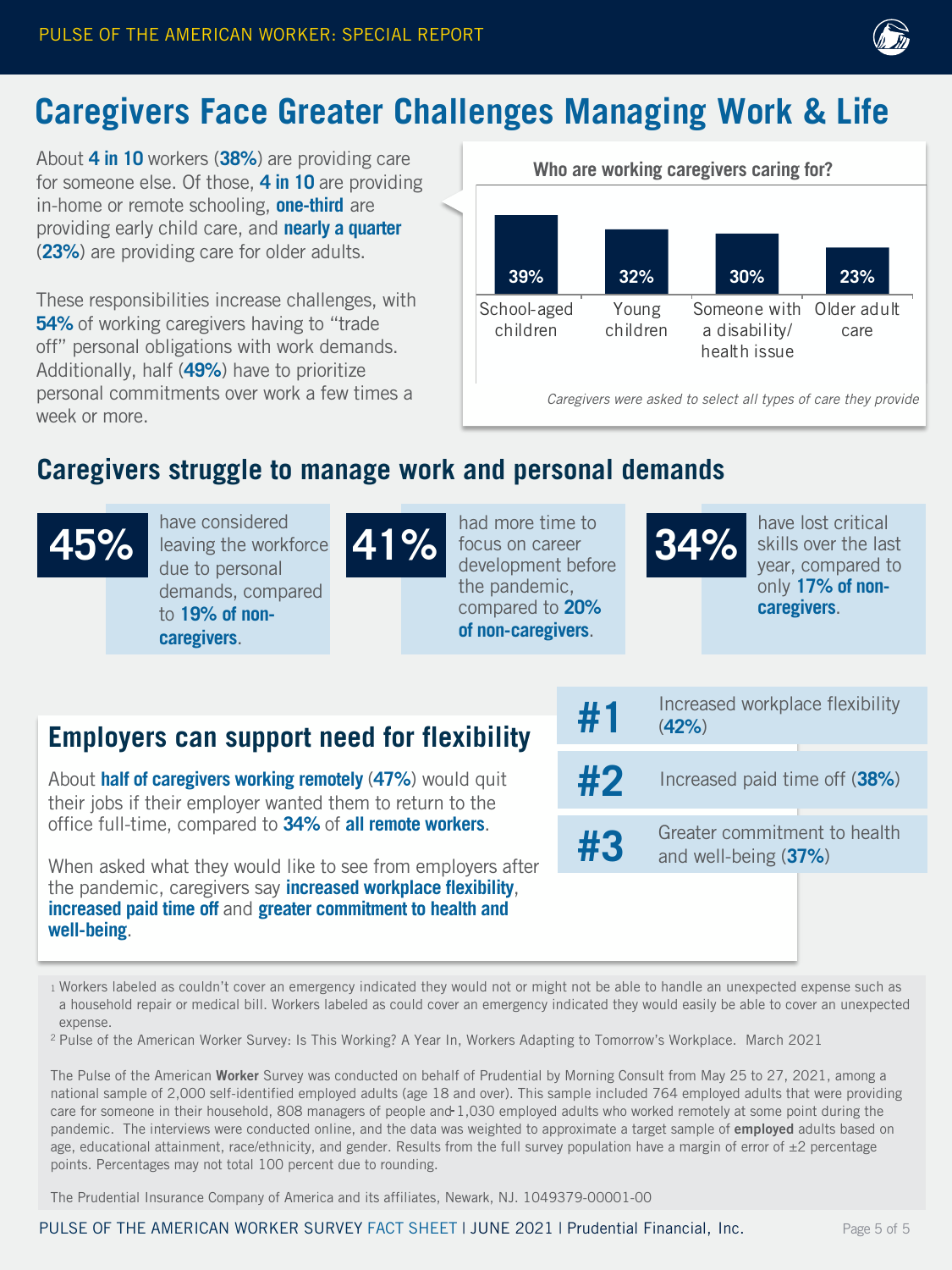# Caregivers Face Greater Challenges Managing Work & Life

About **4 in 10** workers (**38%**) are providing care for someone else. Of those, **4 in 10** are providing in-home or remote schooling, **one-third** are providing early child care, and **nearly a quarter** (**23%**) are providing care for older adults.

These responsibilities increase challenges, with **54%** of working caregivers having to "trade off" personal obligations with work demands. Additionally, half (**49%**) have to prioritize personal commitments over work a few times a week or more.

**Who are working caregivers caring for?**

39% School-aged children

32% Young children

30% Someone with a disability/ health issue

23% Older adult care

*Caregivers were asked to select all types of care they provide*

## Caregivers struggle to manage work and personal demands

**45%** have considered leaving the workforce due to personal demands, compared to **19% of non-caregivers**.

**41%** had more time to focus on career development before the pandemic, compared to **20% of non-caregivers**.

**34%** have lost critical skills over the last year, compared to only **17% of non-caregivers**.

## Employers can support need for flexibility

About **half of caregivers working remotely** (**47%**) would quit their jobs if their employer wanted them to return to the office full-time, compared to **34%** of **all remote workers**.

When asked what they would like to see from employers after the pandemic, caregivers say **increased workplace flexibility**, **increased paid time off** and **greater commitment to health and well-being**.

**#1** Increased workplace flexibility (**42%**)

**#2** Increased paid time off (**38%**)

**#3** Greater commitment to health and well-being (**37%**)

[1] Workers labeled as couldn't cover an emergency indicated they would not or might not be able to handle an unexpected expense such as a household repair or medical bill. Workers labeled as could cover an emergency indicated they would easily be able to cover an unexpected expense.

[2] Pulse of the American Worker Survey: Is This Working? A Year In, Workers Adapting to Tomorrow's Workplace. March 2021

The Pulse of the American **Worker** Survey was conducted on behalf of Prudential by Morning Consult from May 25 to 27, 2021, among a national sample of 2,000 self-identified employed adults (age 18 and over). This sample included 764 employed adults that were providing care for someone in their household, 808 managers of people and 1,030 employed adults who worked remotely at some point during the pandemic. The interviews were conducted online, and the data was weighted to approximate a target sample of **employed** adults based on age, educational attainment, race/ethnicity, and gender. Results from the full survey population have a margin of error of ±2 percentage points. Percentages may not total 100 percent due to rounding.

The Prudential Insurance Company of America and its affiliates, Newark, NJ. 1049379-00001-00